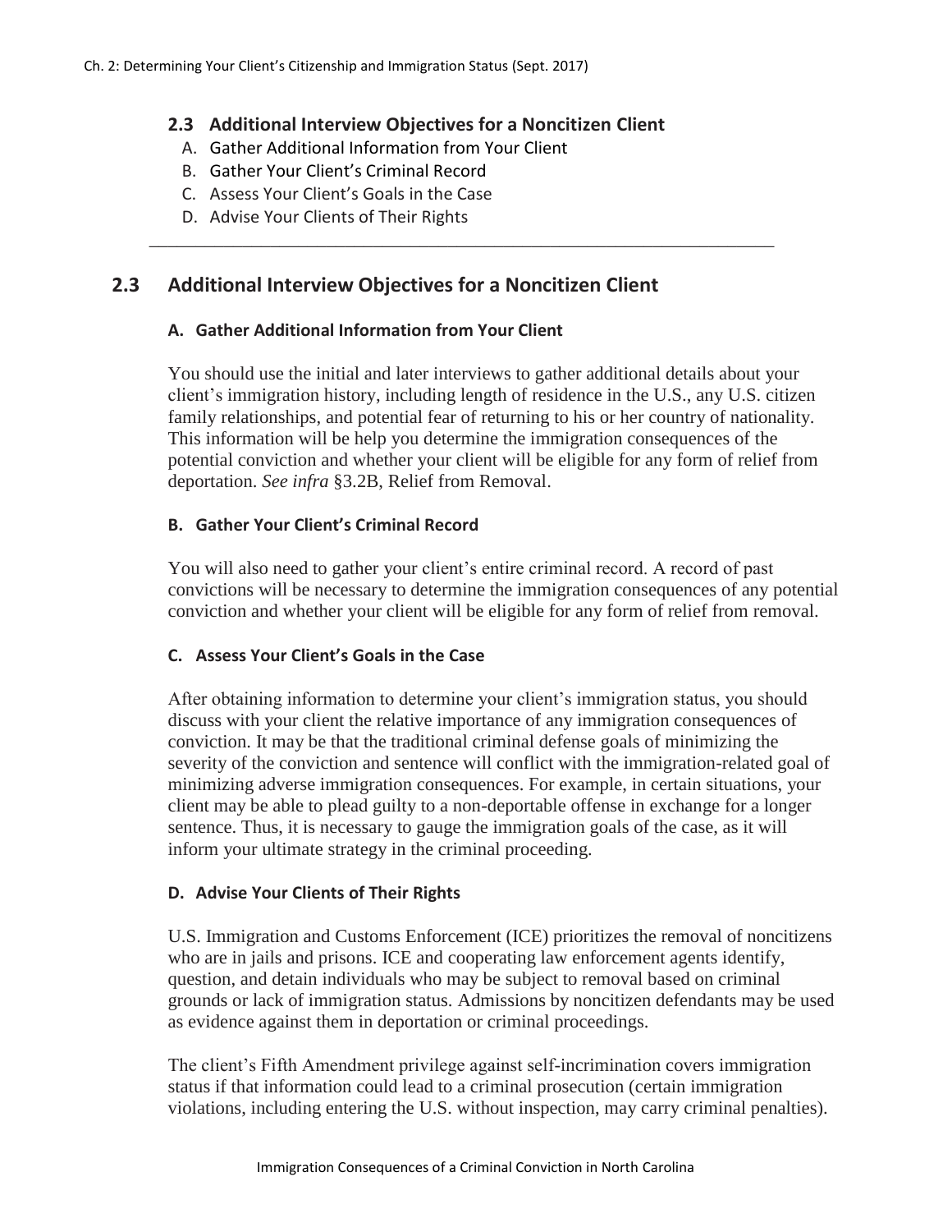## 2.3 Additional Interview Objectives for a Noncitizen Client

A. Gather Additional Information from Your Client
B. Gather Your Client's Criminal Record
C. Assess Your Client's Goals in the Case
D. Advise Your Clients of Their Rights

---

## 2.3 Additional Interview Objectives for a Noncitizen Client

### A. Gather Additional Information from Your Client

You should use the initial and later interviews to gather additional details about your client's immigration history, including length of residence in the U.S., any U.S. citizen family relationships, and potential fear of returning to his or her country of nationality. This information will be help you determine the immigration consequences of the potential conviction and whether your client will be eligible for any form of relief from deportation. *See infra* §3.2B, Relief from Removal.

### B. Gather Your Client's Criminal Record

You will also need to gather your client's entire criminal record. A record of past convictions will be necessary to determine the immigration consequences of any potential conviction and whether your client will be eligible for any form of relief from removal.

### C. Assess Your Client's Goals in the Case

After obtaining information to determine your client's immigration status, you should discuss with your client the relative importance of any immigration consequences of conviction. It may be that the traditional criminal defense goals of minimizing the severity of the conviction and sentence will conflict with the immigration-related goal of minimizing adverse immigration consequences. For example, in certain situations, your client may be able to plead guilty to a non-deportable offense in exchange for a longer sentence. Thus, it is necessary to gauge the immigration goals of the case, as it will inform your ultimate strategy in the criminal proceeding.

### D. Advise Your Clients of Their Rights

U.S. Immigration and Customs Enforcement (ICE) prioritizes the removal of noncitizens who are in jails and prisons. ICE and cooperating law enforcement agents identify, question, and detain individuals who may be subject to removal based on criminal grounds or lack of immigration status. Admissions by noncitizen defendants may be used as evidence against them in deportation or criminal proceedings.

The client's Fifth Amendment privilege against self-incrimination covers immigration status if that information could lead to a criminal prosecution (certain immigration violations, including entering the U.S. without inspection, may carry criminal penalties).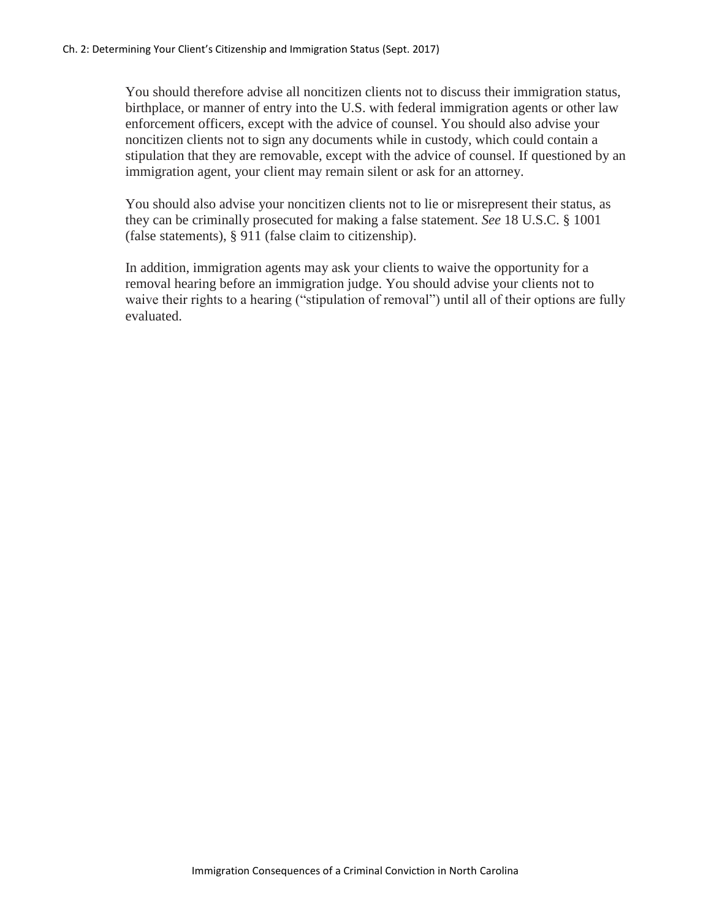You should therefore advise all noncitizen clients not to discuss their immigration status, birthplace, or manner of entry into the U.S. with federal immigration agents or other law enforcement officers, except with the advice of counsel. You should also advise your noncitizen clients not to sign any documents while in custody, which could contain a stipulation that they are removable, except with the advice of counsel. If questioned by an immigration agent, your client may remain silent or ask for an attorney.

You should also advise your noncitizen clients not to lie or misrepresent their status, as they can be criminally prosecuted for making a false statement. *See* 18 U.S.C. § 1001 (false statements), § 911 (false claim to citizenship).

In addition, immigration agents may ask your clients to waive the opportunity for a removal hearing before an immigration judge. You should advise your clients not to waive their rights to a hearing ("stipulation of removal") until all of their options are fully evaluated.